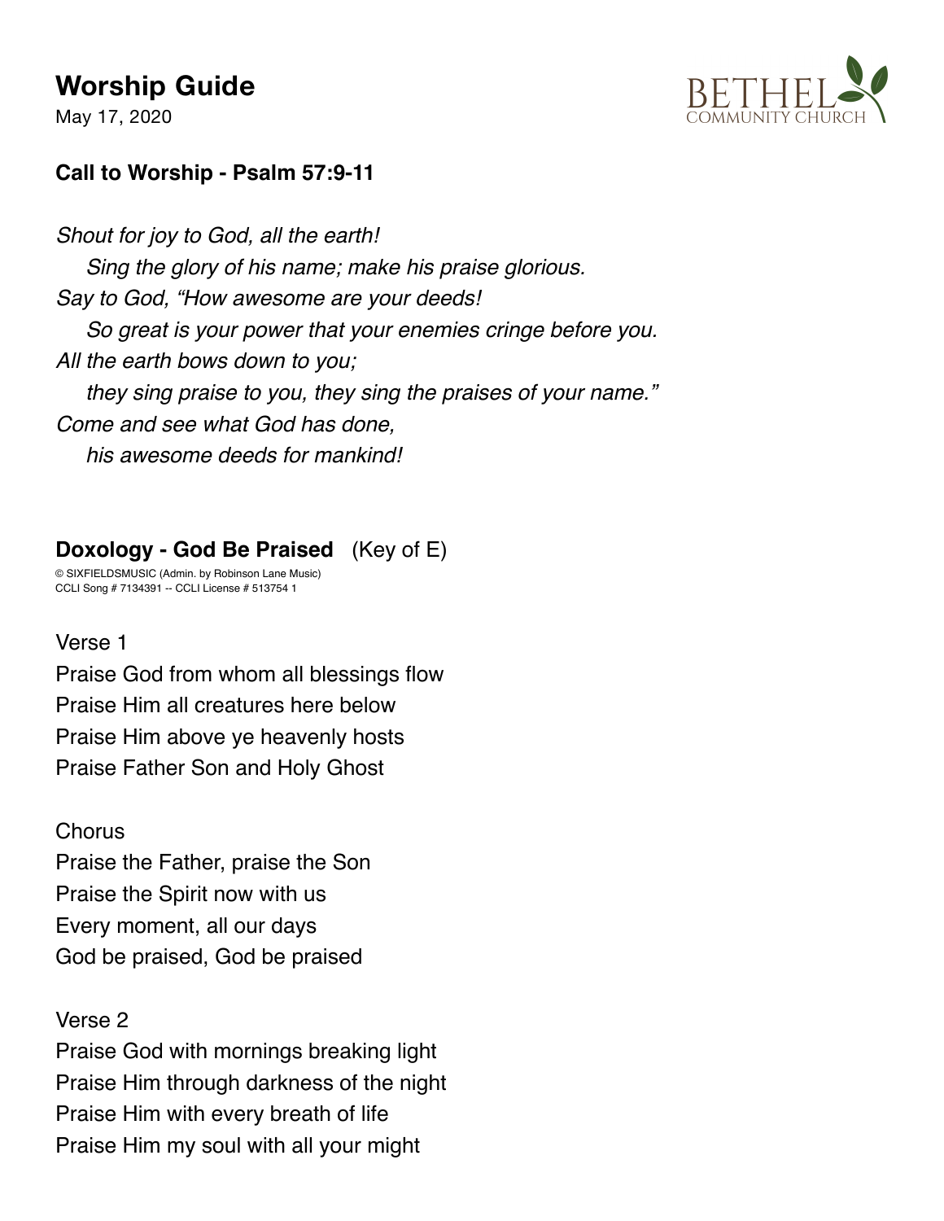# Worship Guide

May 17, 2020

BETHEL COMMUNITY CHURCH

**Call to Worship - Psalm 57:9-11**

*Shout for joy to God, all the earth!*
*Sing the glory of his name; make his praise glorious.*
*Say to God, "How awesome are your deeds!*
*So great is your power that your enemies cringe before you.*
*All the earth bows down to you;*
*they sing praise to you, they sing the praises of your name."*
*Come and see what God has done,*
*his awesome deeds for mankind!*

**Doxology - God Be Praised** (Key of E)

© SIXFIELDSMUSIC (Admin. by Robinson Lane Music)
CCLI Song # 7134391 -- CCLI License # 513754 1

Verse 1
Praise God from whom all blessings flow
Praise Him all creatures here below
Praise Him above ye heavenly hosts
Praise Father Son and Holy Ghost

Chorus
Praise the Father, praise the Son
Praise the Spirit now with us
Every moment, all our days
God be praised, God be praised

Verse 2
Praise God with mornings breaking light
Praise Him through darkness of the night
Praise Him with every breath of life
Praise Him my soul with all your might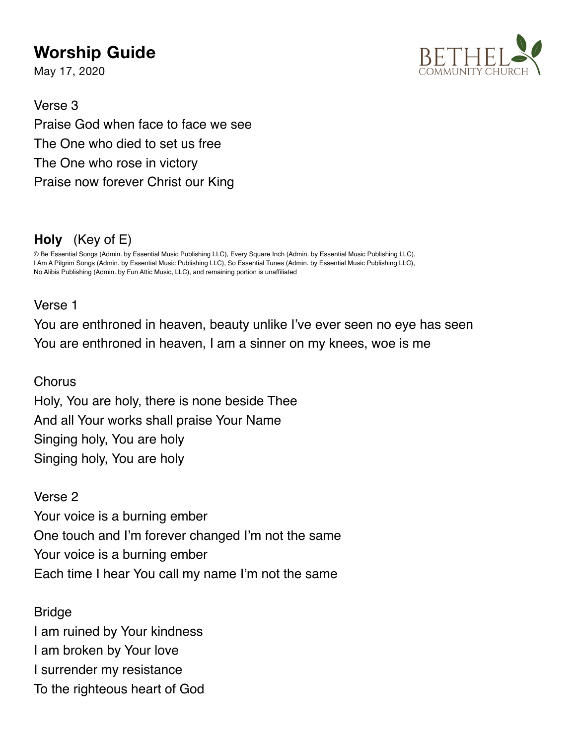# Worship Guide

May 17, 2020

Verse 3
Praise God when face to face we see
The One who died to set us free
The One who rose in victory
Praise now forever Christ our King

**Holy** (Key of E)

© Be Essential Songs (Admin. by Essential Music Publishing LLC), Every Square Inch (Admin. by Essential Music Publishing LLC), I Am A Pilgrim Songs (Admin. by Essential Music Publishing LLC), So Essential Tunes (Admin. by Essential Music Publishing LLC), No Alibis Publishing (Admin. by Fun Attic Music, LLC), and remaining portion is unaffiliated

Verse 1
You are enthroned in heaven, beauty unlike I've ever seen no eye has seen
You are enthroned in heaven, I am a sinner on my knees, woe is me

Chorus
Holy, You are holy, there is none beside Thee
And all Your works shall praise Your Name
Singing holy, You are holy
Singing holy, You are holy

Verse 2
Your voice is a burning ember
One touch and I'm forever changed I'm not the same
Your voice is a burning ember
Each time I hear You call my name I'm not the same

Bridge
I am ruined by Your kindness
I am broken by Your love
I surrender my resistance
To the righteous heart of God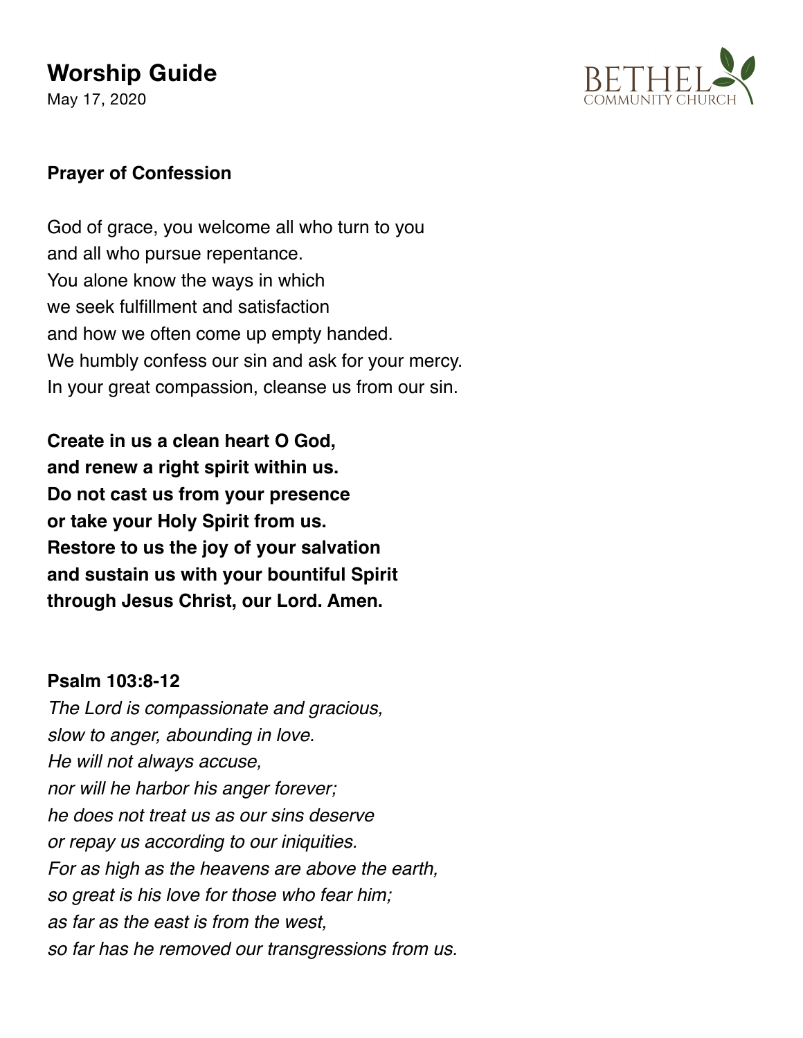# Worship Guide

May 17, 2020

BETHEL COMMUNITY CHURCH

**Prayer of Confession**

God of grace, you welcome all who turn to you
and all who pursue repentance.
You alone know the ways in which
we seek fulfillment and satisfaction
and how we often come up empty handed.
We humbly confess our sin and ask for your mercy.
In your great compassion, cleanse us from our sin.

**Create in us a clean heart O God,**
**and renew a right spirit within us.**
**Do not cast us from your presence**
**or take your Holy Spirit from us.**
**Restore to us the joy of your salvation**
**and sustain us with your bountiful Spirit**
**through Jesus Christ, our Lord. Amen.**

**Psalm 103:8-12**

*The Lord is compassionate and gracious,*
*slow to anger, abounding in love.*
*He will not always accuse,*
*nor will he harbor his anger forever;*
*he does not treat us as our sins deserve*
*or repay us according to our iniquities.*
*For as high as the heavens are above the earth,*
*so great is his love for those who fear him;*
*as far as the east is from the west,*
*so far has he removed our transgressions from us.*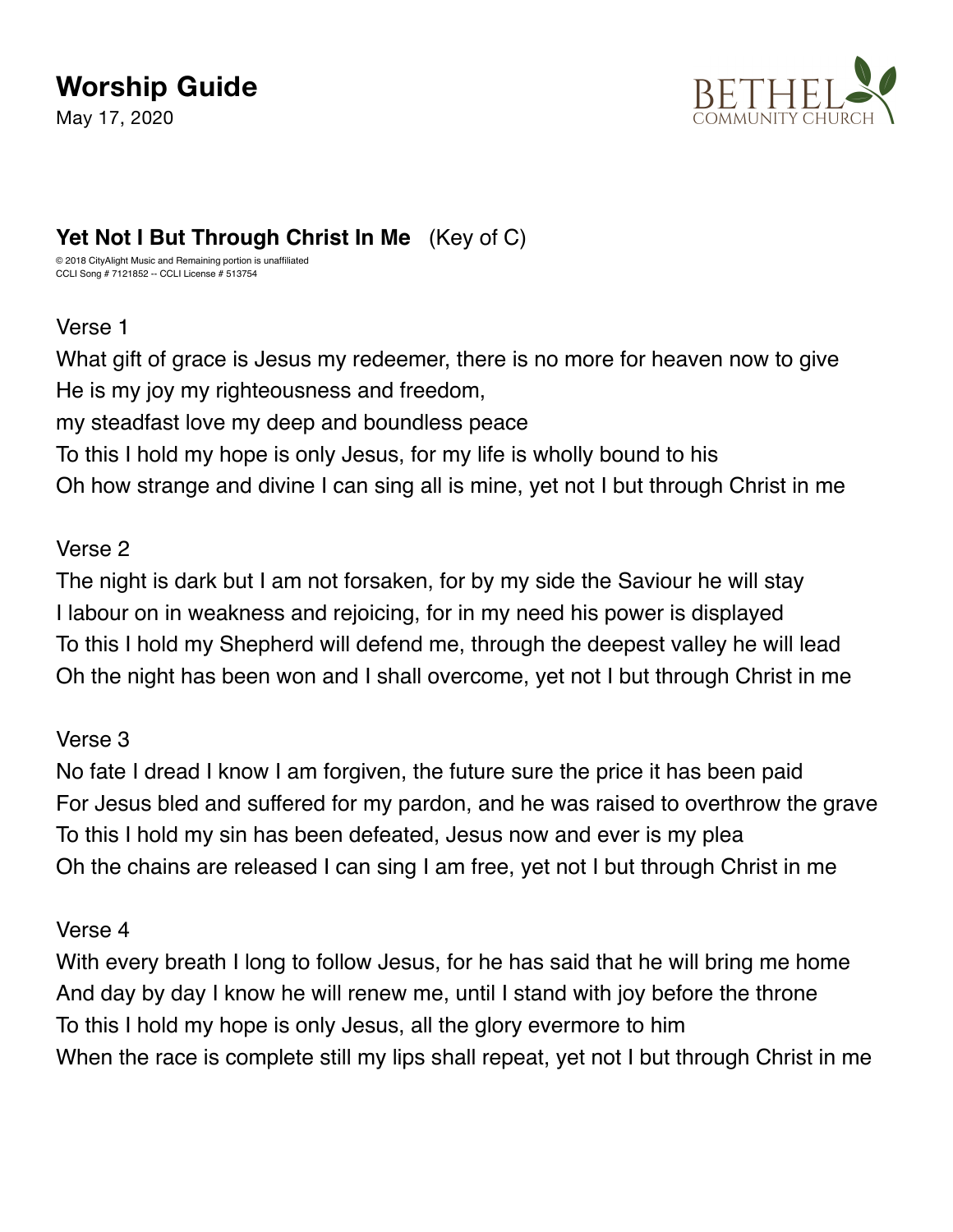# Worship Guide

May 17, 2020

BETHEL COMMUNITY CHURCH

**Yet Not I But Through Christ In Me** (Key of C)

© 2018 CityAlight Music and Remaining portion is unaffiliated
CCLI Song # 7121852 -- CCLI License # 513754

Verse 1

What gift of grace is Jesus my redeemer, there is no more for heaven now to give
He is my joy my righteousness and freedom,
my steadfast love my deep and boundless peace
To this I hold my hope is only Jesus, for my life is wholly bound to his
Oh how strange and divine I can sing all is mine, yet not I but through Christ in me

Verse 2

The night is dark but I am not forsaken, for by my side the Saviour he will stay
I labour on in weakness and rejoicing, for in my need his power is displayed
To this I hold my Shepherd will defend me, through the deepest valley he will lead
Oh the night has been won and I shall overcome, yet not I but through Christ in me

Verse 3

No fate I dread I know I am forgiven, the future sure the price it has been paid
For Jesus bled and suffered for my pardon, and he was raised to overthrow the grave
To this I hold my sin has been defeated, Jesus now and ever is my plea
Oh the chains are released I can sing I am free, yet not I but through Christ in me

Verse 4

With every breath I long to follow Jesus, for he has said that he will bring me home
And day by day I know he will renew me, until I stand with joy before the throne
To this I hold my hope is only Jesus, all the glory evermore to him
When the race is complete still my lips shall repeat, yet not I but through Christ in me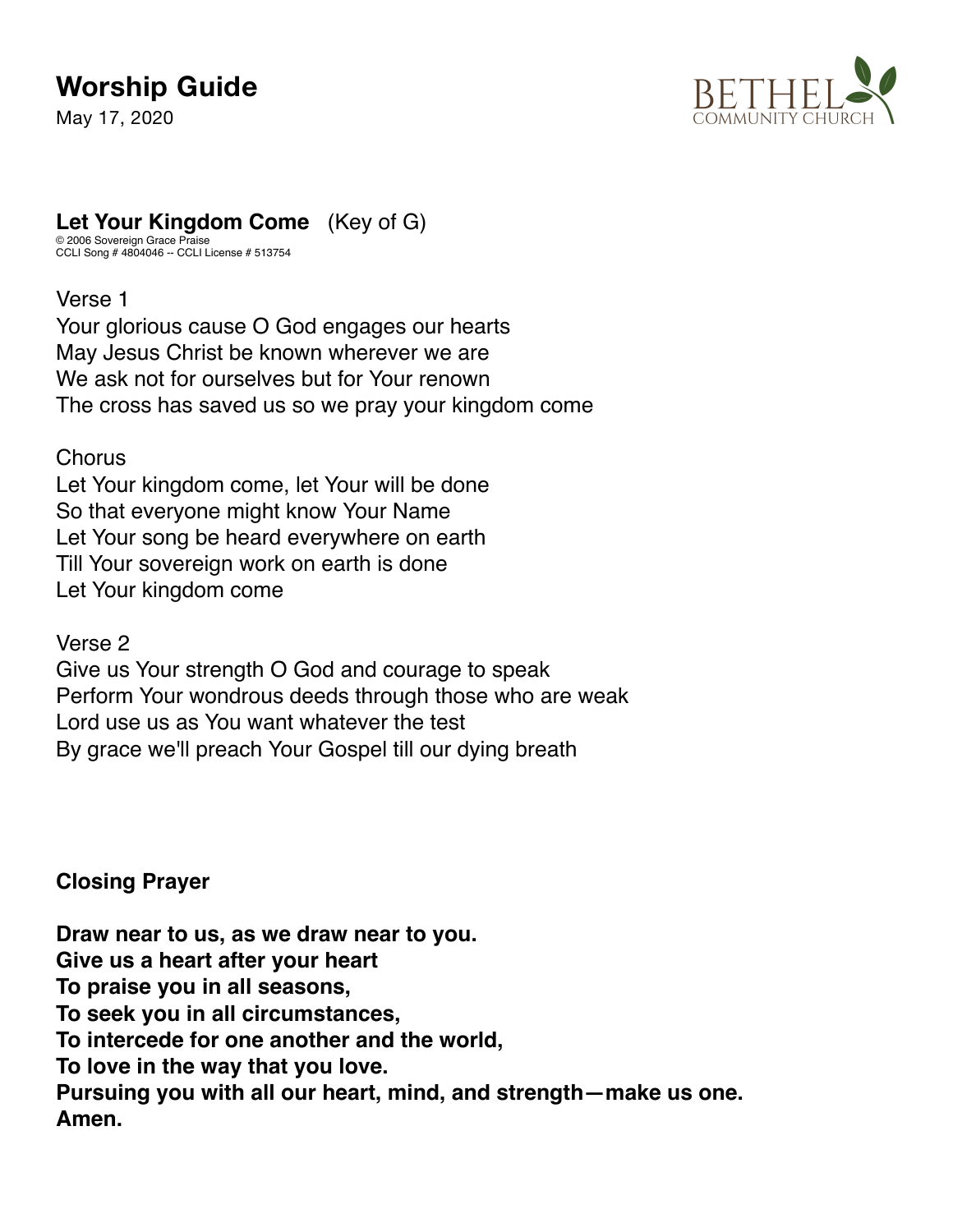# Worship Guide

May 17, 2020

BETHEL COMMUNITY CHURCH

**Let Your Kingdom Come** (Key of G)

© 2006 Sovereign Grace Praise
CCLI Song # 4804046 -- CCLI License # 513754

Verse 1
Your glorious cause O God engages our hearts
May Jesus Christ be known wherever we are
We ask not for ourselves but for Your renown
The cross has saved us so we pray your kingdom come

Chorus
Let Your kingdom come, let Your will be done
So that everyone might know Your Name
Let Your song be heard everywhere on earth
Till Your sovereign work on earth is done
Let Your kingdom come

Verse 2
Give us Your strength O God and courage to speak
Perform Your wondrous deeds through those who are weak
Lord use us as You want whatever the test
By grace we'll preach Your Gospel till our dying breath

**Closing Prayer**

**Draw near to us, as we draw near to you.**
**Give us a heart after your heart**
**To praise you in all seasons,**
**To seek you in all circumstances,**
**To intercede for one another and the world,**
**To love in the way that you love.**
**Pursuing you with all our heart, mind, and strength—make us one.**
**Amen.**